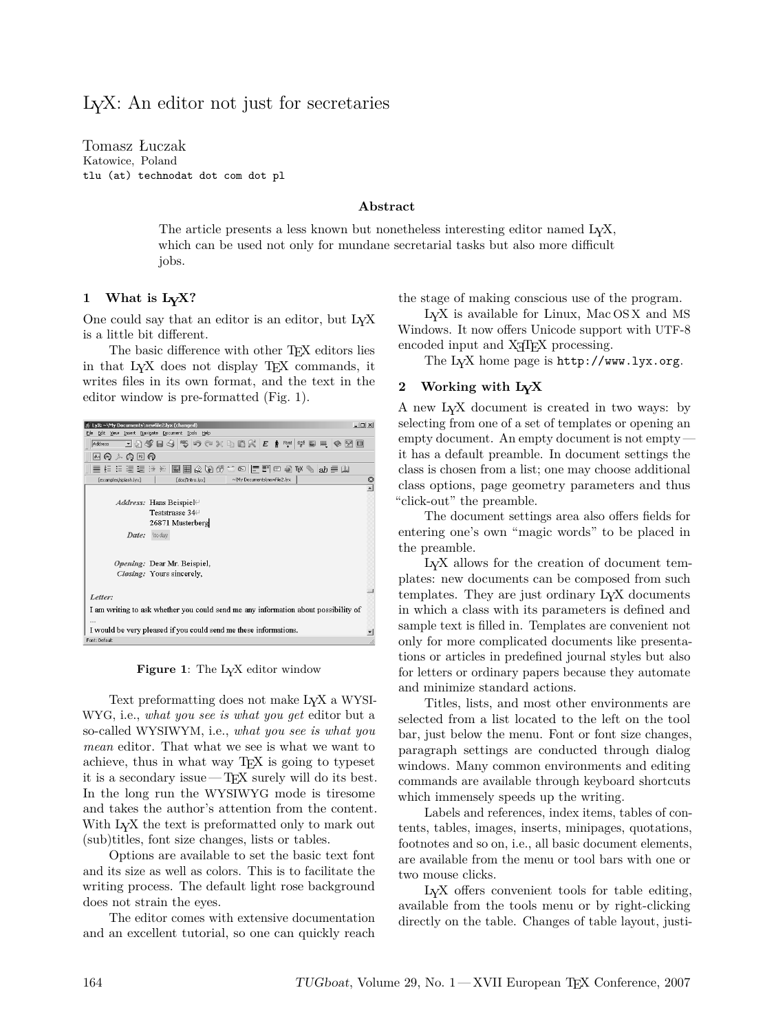# LyX: An editor not just for secretaries

Tomasz Łuczak
Katowice, Poland
tlu (at) technodat dot com dot pl

**Abstract**

The article presents a less known but nonetheless interesting editor named LyX, which can be used not only for mundane secretarial tasks but also more difficult jobs.

## 1 What is LyX?

One could say that an editor is an editor, but LyX is a little bit different.

The basic difference with other TEX editors lies in that LyX does not display TEX commands, it writes files in its own format, and the text in the editor window is pre-formatted (Fig. 1).

**Figure 1**: The LyX editor window

Text preformatting does not make LyX a WYSIWYG, i.e., *what you see is what you get* editor but a so-called WYSIWYM, i.e., *what you see is what you mean* editor. That what we see is what we want to achieve, thus in what way TEX is going to typeset it is a secondary issue — TEX surely will do its best. In the long run the WYSIWYG mode is tiresome and takes the author's attention from the content. With LyX the text is preformatted only to mark out (sub)titles, font size changes, lists or tables.

Options are available to set the basic text font and its size as well as colors. This is to facilitate the writing process. The default light rose background does not strain the eyes.

The editor comes with extensive documentation and an excellent tutorial, so one can quickly reach the stage of making conscious use of the program.

LyX is available for Linux, Mac OS X and MS Windows. It now offers Unicode support with UTF-8 encoded input and XƎTEX processing.

The LyX home page is http://www.lyx.org.

## 2 Working with LyX

A new LyX document is created in two ways: by selecting from one of a set of templates or opening an empty document. An empty document is not empty — it has a default preamble. In document settings the class is chosen from a list; one may choose additional class options, page geometry parameters and thus "click-out" the preamble.

The document settings area also offers fields for entering one's own "magic words" to be placed in the preamble.

LyX allows for the creation of document templates: new documents can be composed from such templates. They are just ordinary LyX documents in which a class with its parameters is defined and sample text is filled in. Templates are convenient not only for more complicated documents like presentations or articles in predefined journal styles but also for letters or ordinary papers because they automate and minimize standard actions.

Titles, lists, and most other environments are selected from a list located to the left on the tool bar, just below the menu. Font or font size changes, paragraph settings are conducted through dialog windows. Many common environments and editing commands are available through keyboard shortcuts which immensely speeds up the writing.

Labels and references, index items, tables of contents, tables, images, inserts, minipages, quotations, footnotes and so on, i.e., all basic document elements, are available from the menu or tool bars with one or two mouse clicks.

LyX offers convenient tools for table editing, available from the tools menu or by right-clicking directly on the table. Changes of table layout, justi-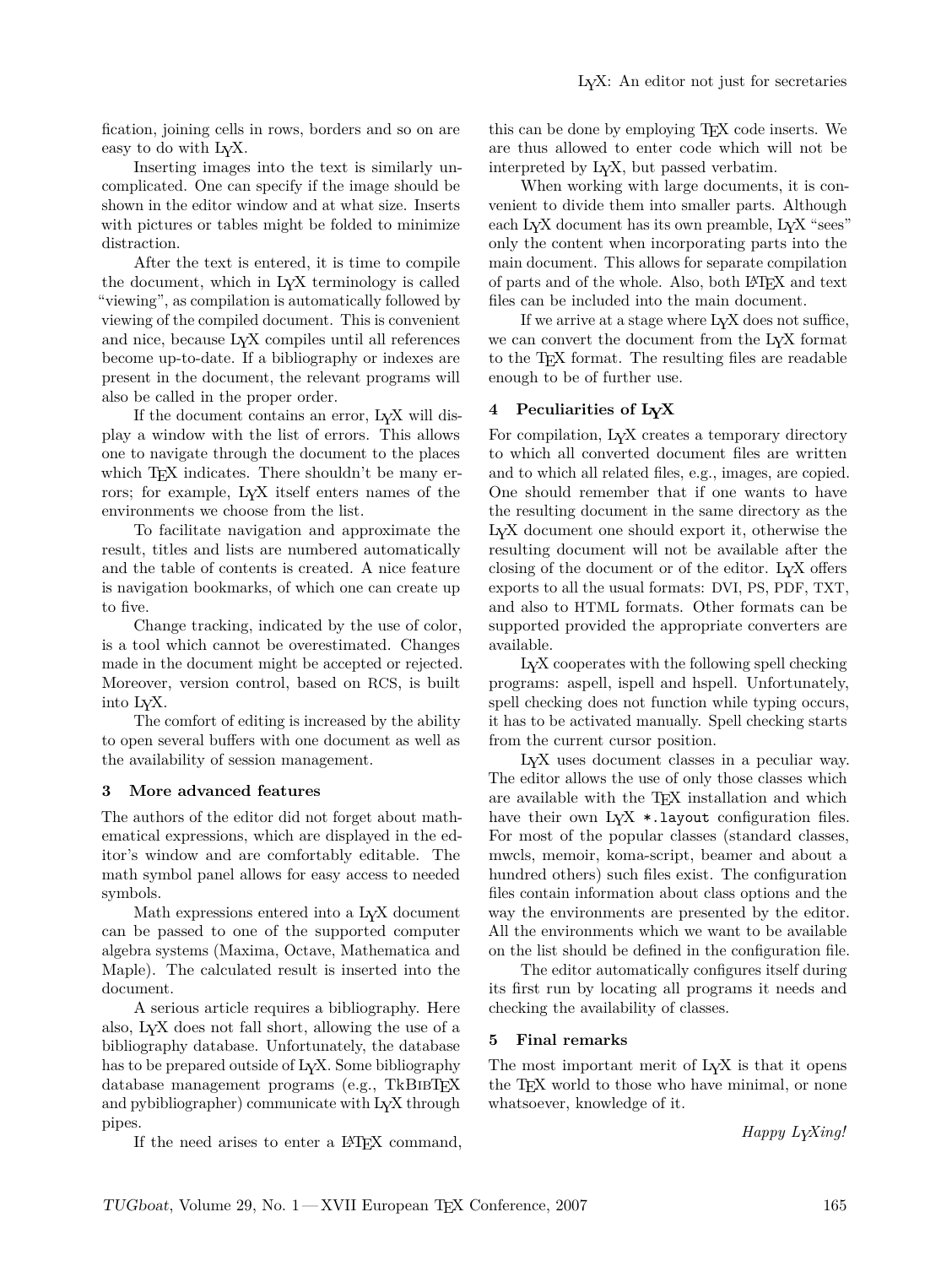fication, joining cells in rows, borders and so on are easy to do with LyX.

Inserting images into the text is similarly uncomplicated. One can specify if the image should be shown in the editor window and at what size. Inserts with pictures or tables might be folded to minimize distraction.

After the text is entered, it is time to compile the document, which in LyX terminology is called "viewing", as compilation is automatically followed by viewing of the compiled document. This is convenient and nice, because LyX compiles until all references become up-to-date. If a bibliography or indexes are present in the document, the relevant programs will also be called in the proper order.

If the document contains an error, LyX will display a window with the list of errors. This allows one to navigate through the document to the places which TeX indicates. There shouldn't be many errors; for example, LyX itself enters names of the environments we choose from the list.

To facilitate navigation and approximate the result, titles and lists are numbered automatically and the table of contents is created. A nice feature is navigation bookmarks, of which one can create up to five.

Change tracking, indicated by the use of color, is a tool which cannot be overestimated. Changes made in the document might be accepted or rejected. Moreover, version control, based on RCS, is built into LyX.

The comfort of editing is increased by the ability to open several buffers with one document as well as the availability of session management.

## 3 More advanced features

The authors of the editor did not forget about mathematical expressions, which are displayed in the editor's window and are comfortably editable. The math symbol panel allows for easy access to needed symbols.

Math expressions entered into a LyX document can be passed to one of the supported computer algebra systems (Maxima, Octave, Mathematica and Maple). The calculated result is inserted into the document.

A serious article requires a bibliography. Here also, LyX does not fall short, allowing the use of a bibliography database. Unfortunately, the database has to be prepared outside of LyX. Some bibliography database management programs (e.g., TkBibTeX and pybibliographer) communicate with LyX through pipes.

If the need arises to enter a LaTeX command, this can be done by employing TeX code inserts. We are thus allowed to enter code which will not be interpreted by LyX, but passed verbatim.

When working with large documents, it is convenient to divide them into smaller parts. Although each LyX document has its own preamble, LyX "sees" only the content when incorporating parts into the main document. This allows for separate compilation of parts and of the whole. Also, both LaTeX and text files can be included into the main document.

If we arrive at a stage where LyX does not suffice, we can convert the document from the LyX format to the TeX format. The resulting files are readable enough to be of further use.

## 4 Peculiarities of LyX

For compilation, LyX creates a temporary directory to which all converted document files are written and to which all related files, e.g., images, are copied. One should remember that if one wants to have the resulting document in the same directory as the LyX document one should export it, otherwise the resulting document will not be available after the closing of the document or of the editor. LyX offers exports to all the usual formats: DVI, PS, PDF, TXT, and also to HTML formats. Other formats can be supported provided the appropriate converters are available.

LyX cooperates with the following spell checking programs: aspell, ispell and hspell. Unfortunately, spell checking does not function while typing occurs, it has to be activated manually. Spell checking starts from the current cursor position.

LyX uses document classes in a peculiar way. The editor allows the use of only those classes which are available with the TeX installation and which have their own LyX `*.layout` configuration files. For most of the popular classes (standard classes, mwcls, memoir, koma-script, beamer and about a hundred others) such files exist. The configuration files contain information about class options and the way the environments are presented by the editor. All the environments which we want to be available on the list should be defined in the configuration file.

The editor automatically configures itself during its first run by locating all programs it needs and checking the availability of classes.

## 5 Final remarks

The most important merit of LyX is that it opens the TeX world to those who have minimal, or none whatsoever, knowledge of it.

*Happy LyXing!*